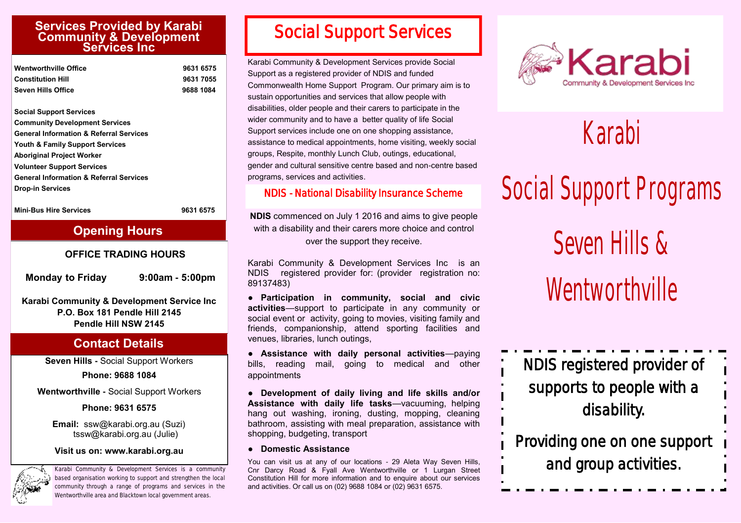## Services Provided by Karabi Community & Development Services Inc

| | |
|---|---|
| **Wentworthville Office** | **9631 6575** |
| **Constitution Hill** | **9631 7055** |
| **Seven Hills Office** | **9688 1084** |

**Social Support Services**
**Community Development Services**
**General Information & Referral Services**
**Youth & Family Support Services**
**Aboriginal Project Worker**
**Volunteer Support Services**
**General Information & Referral Services**
**Drop-in Services**

**Mini-Bus Hire Services** **9631 6575**

## Opening Hours

**OFFICE TRADING HOURS**

**Monday to Friday 9:00am - 5:00pm**

**Karabi Community & Development Service Inc**
**P.O. Box 181 Pendle Hill 2145**
**Pendle Hill NSW 2145**

## Contact Details

**Seven Hills -** Social Support Workers

**Phone: 9688 1084**

**Wentworthville -** Social Support Workers

**Phone: 9631 6575**

**Email:** ssw@karabi.org.au (Suzi)
tssw@karabi.org.au (Julie)

**Visit us on: www.karabi.org.au**

Karabi Community & Development Services is a community based organisation working to support and strengthen the local community through a range of programs and services in the Wentworthville area and Blacktown local government areas.

# Social Support Services

Karabi Community & Development Services provide Social Support as a registered provider of NDIS and funded Commonwealth Home Support Program. Our primary aim is to sustain opportunities and services that allow people with disabilities, older people and their carers to participate in the wider community and to have a better quality of life Social Support services include one on one shopping assistance, assistance to medical appointments, home visiting, weekly social groups, Respite, monthly Lunch Club, outings, educational, gender and cultural sensitive centre based and non-centre based programs, services and activities.

## NDIS - National Disability Insurance Scheme

**NDIS** commenced on July 1 2016 and aims to give people with a disability and their carers more choice and control over the support they receive.

Karabi Community & Development Services Inc is an NDIS registered provider for: (provider registration no: 89137483)

- **Participation in community, social and civic activities**—support to participate in any community or social event or activity, going to movies, visiting family and friends, companionship, attend sporting facilities and venues, libraries, lunch outings,
- **Assistance with daily personal activities**—paying bills, reading mail, going to medical and other appointments
- **Development of daily living and life skills and/or Assistance with daily life tasks**—vacuuming, helping hang out washing, ironing, dusting, mopping, cleaning bathroom, assisting with meal preparation, assistance with shopping, budgeting, transport
- **Domestic Assistance**

You can visit us at any of our locations - 29 Aleta Way Seven Hills, Cnr Darcy Road & Fyall Ave Wentworthville or 1 Lurgan Street Constitution Hill for more information and to enquire about our services and activities. Or call us on (02) 9688 1084 or (02) 9631 6575.

Karabi
Community & Development Services Inc

# Karabi
# Social Support Programs
# Seven Hills & Wentworthville

NDIS registered provider of supports to people with a disability.

Providing one on one support and group activities.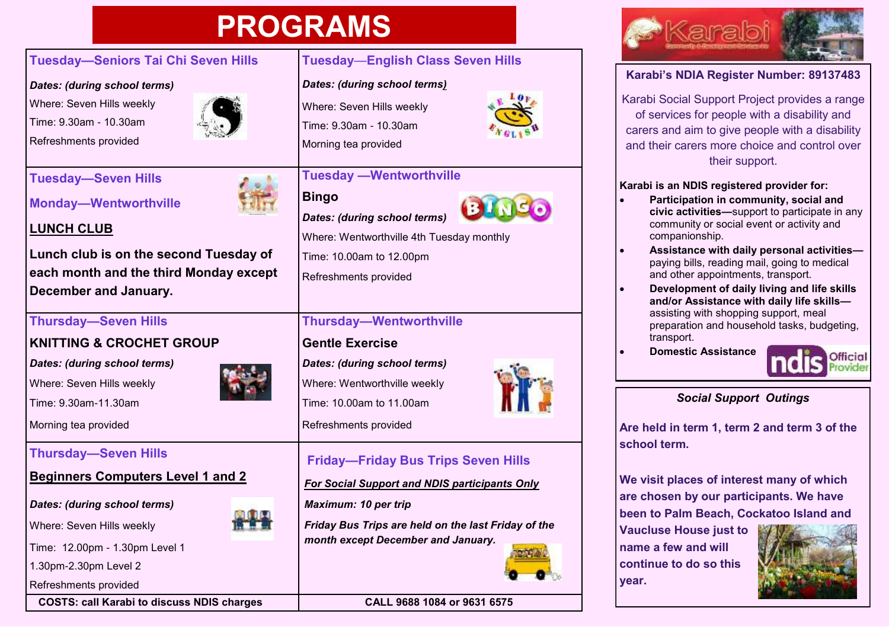# PROGRAMS

### Tuesday—Seniors Tai Chi Seven Hills

***Dates: (during school terms)***

Where: Seven Hills weekly

Time: 9.30am - 10.30am

Refreshments provided

### Tuesday—English Class Seven Hills

***Dates: (during school terms)***

Where: Seven Hills weekly

Time: 9.30am - 10.30am

Morning tea provided

### Tuesday—Seven Hills

### Monday—Wentworthville

**LUNCH CLUB**

**Lunch club is on the second Tuesday of each month and the third Monday except December and January.**

### Tuesday —Wentworthville

**Bingo**

***Dates: (during school terms)***

Where: Wentworthville 4th Tuesday monthly

Time: 10.00am to 12.00pm

Refreshments provided

### Thursday—Seven Hills

**KNITTING & CROCHET GROUP**

***Dates: (during school terms)***

Where: Seven Hills weekly

Time: 9.30am-11.30am

Morning tea provided

### Thursday—Wentworthville

**Gentle Exercise**

***Dates: (during school terms)***

Where: Wentworthville weekly

Time: 10.00am to 11.00am

Refreshments provided

### Thursday—Seven Hills

**Beginners Computers Level 1 and 2**

***Dates: (during school terms)***

Where: Seven Hills weekly

Time: 12.00pm - 1.30pm Level 1

1.30pm-2.30pm Level 2

Refreshments provided

### Friday—Friday Bus Trips Seven Hills

***For Social Support and NDIS participants Only***

***Maximum: 10 per trip***

***Friday Bus Trips are held on the last Friday of the month except December and January.***

**COSTS: call Karabi to discuss NDIS charges**

**CALL 9688 1084 or 9631 6575**

---

Karabi Community & Development Services Inc

**Karabi's NDIA Register Number: 89137483**

Karabi Social Support Project provides a range of services for people with a disability and carers and aim to give people with a disability and their carers more choice and control over their support.

**Karabi is an NDIS registered provider for:**

- **Participation in community, social and civic activities—**support to participate in any community or social event or activity and companionship.
- **Assistance with daily personal activities—** paying bills, reading mail, going to medical and other appointments, transport.
- **Development of daily living and life skills and/or Assistance with daily life skills—** assisting with shopping support, meal preparation and household tasks, budgeting, transport.
- **Domestic Assistance**

ndis Official Provider

***Social Support Outings***

**Are held in term 1, term 2 and term 3 of the school term.**

**We visit places of interest many of which are chosen by our participants. We have been to Palm Beach, Cockatoo Island and Vaucluse House just to name a few and will continue to do so this year.**